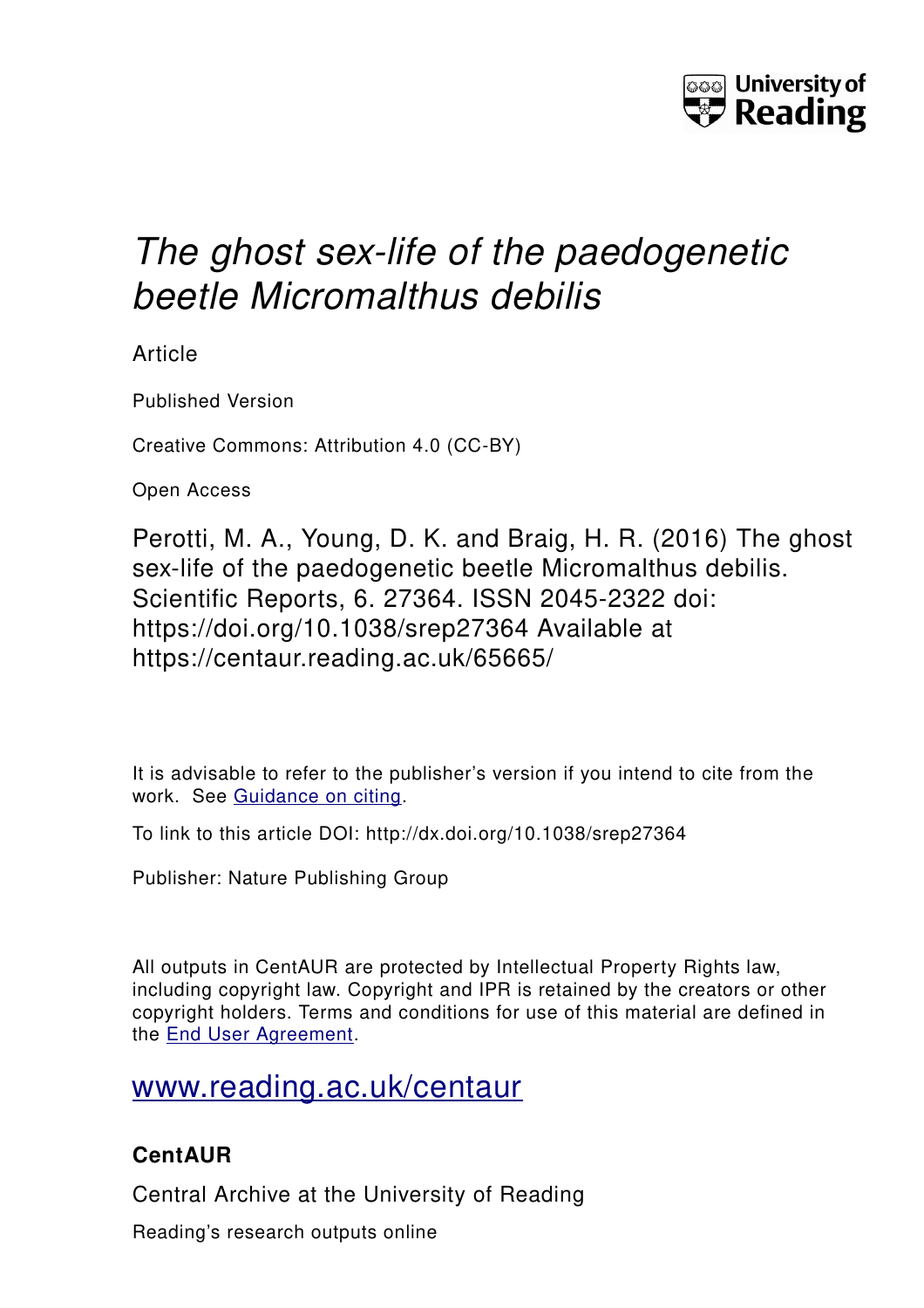University of Reading

# *The ghost sex-life of the paedogenetic beetle Micromalthus debilis*

Article

Published Version

Creative Commons: Attribution 4.0 (CC-BY)

Open Access

Perotti, M. A., Young, D. K. and Braig, H. R. (2016) The ghost sex-life of the paedogenetic beetle Micromalthus debilis. Scientific Reports, 6. 27364. ISSN 2045-2322 doi: https://doi.org/10.1038/srep27364 Available at https://centaur.reading.ac.uk/65665/

It is advisable to refer to the publisher's version if you intend to cite from the work. See [Guidance on citing](http://centaur.reading.ac.uk/71187/10/CentAUR%20citing%20guide.pdf).

To link to this article DOI: http://dx.doi.org/10.1038/srep27364

Publisher: Nature Publishing Group

All outputs in CentAUR are protected by Intellectual Property Rights law, including copyright law. Copyright and IPR is retained by the creators or other copyright holders. Terms and conditions for use of this material are defined in the [End User Agreement](http://centaur.reading.ac.uk/licence).

[www.reading.ac.uk/centaur](http://www.reading.ac.uk/centaur)

## CentAUR

Central Archive at the University of Reading

Reading's research outputs online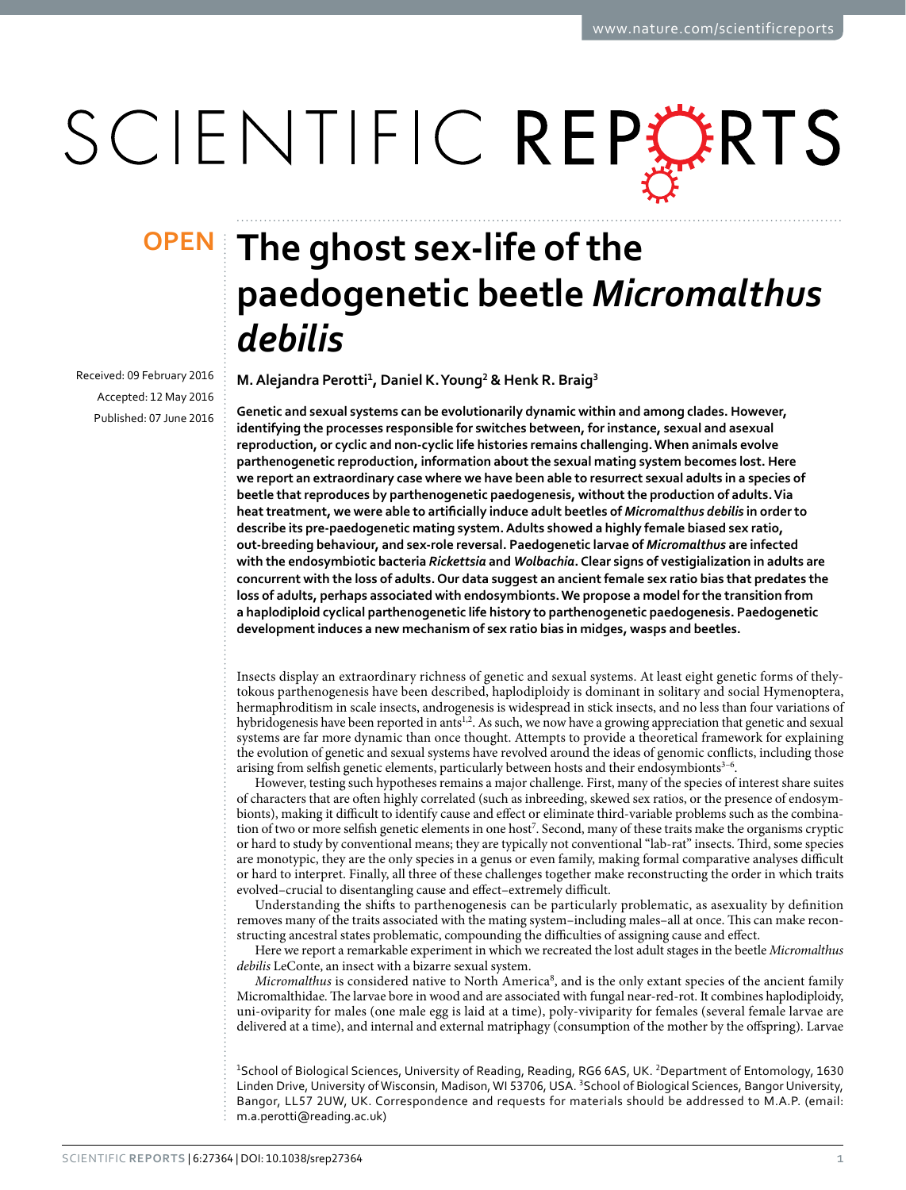# The ghost sex-life of the paedogenetic beetle *Micromalthus debilis*

**OPEN**

M. Alejandra Perotti[1], Daniel K. Young[2] & Henk R. Braig[3]

Received: 09 February 2016
Accepted: 12 May 2016
Published: 07 June 2016

**Genetic and sexual systems can be evolutionarily dynamic within and among clades. However, identifying the processes responsible for switches between, for instance, sexual and asexual reproduction, or cyclic and non-cyclic life histories remains challenging. When animals evolve parthenogenetic reproduction, information about the sexual mating system becomes lost. Here we report an extraordinary case where we have been able to resurrect sexual adults in a species of beetle that reproduces by parthenogenetic paedogenesis, without the production of adults. Via heat treatment, we were able to artificially induce adult beetles of *Micromalthus debilis* in order to describe its pre-paedogenetic mating system. Adults showed a highly female biased sex ratio, out-breeding behaviour, and sex-role reversal. Paedogenetic larvae of *Micromalthus* are infected with the endosymbiotic bacteria *Rickettsia* and *Wolbachia*. Clear signs of vestigialization in adults are concurrent with the loss of adults. Our data suggest an ancient female sex ratio bias that predates the loss of adults, perhaps associated with endosymbionts. We propose a model for the transition from a haplodiploid cyclical parthenogenetic life history to parthenogenetic paedogenesis. Paedogenetic development induces a new mechanism of sex ratio bias in midges, wasps and beetles.**

Insects display an extraordinary richness of genetic and sexual systems. At least eight genetic forms of thelytokous parthenogenesis have been described, haplodiploidy is dominant in solitary and social Hymenoptera, hermaphroditism in scale insects, androgenesis is widespread in stick insects, and no less than four variations of hybridogenesis have been reported in ants[1,2]. As such, we now have a growing appreciation that genetic and sexual systems are far more dynamic than once thought. Attempts to provide a theoretical framework for explaining the evolution of genetic and sexual systems have revolved around the ideas of genomic conflicts, including those arising from selfish genetic elements, particularly between hosts and their endosymbionts[3–6].

However, testing such hypotheses remains a major challenge. First, many of the species of interest share suites of characters that are often highly correlated (such as inbreeding, skewed sex ratios, or the presence of endosymbionts), making it difficult to identify cause and effect or eliminate third-variable problems such as the combination of two or more selfish genetic elements in one host[7]. Second, many of these traits make the organisms cryptic or hard to study by conventional means; they are typically not conventional "lab-rat" insects. Third, some species are monotypic, they are the only species in a genus or even family, making formal comparative analyses difficult or hard to interpret. Finally, all three of these challenges together make reconstructing the order in which traits evolved–crucial to disentangling cause and effect–extremely difficult.

Understanding the shifts to parthenogenesis can be particularly problematic, as asexuality by definition removes many of the traits associated with the mating system–including males–all at once. This can make reconstructing ancestral states problematic, compounding the difficulties of assigning cause and effect.

Here we report a remarkable experiment in which we recreated the lost adult stages in the beetle *Micromalthus debilis* LeConte, an insect with a bizarre sexual system.

*Micromalthus* is considered native to North America[8], and is the only extant species of the ancient family Micromalthidae. The larvae bore in wood and are associated with fungal near-red-rot. It combines haplodiploidy, uni-oviparity for males (one male egg is laid at a time), poly-viviparity for females (several female larvae are delivered at a time), and internal and external matriphagy (consumption of the mother by the offspring). Larvae

[1]School of Biological Sciences, University of Reading, Reading, RG6 6AS, UK. [2]Department of Entomology, 1630 Linden Drive, University of Wisconsin, Madison, WI 53706, USA. [3]School of Biological Sciences, Bangor University, Bangor, LL57 2UW, UK. Correspondence and requests for materials should be addressed to M.A.P. (email: m.a.perotti@reading.ac.uk)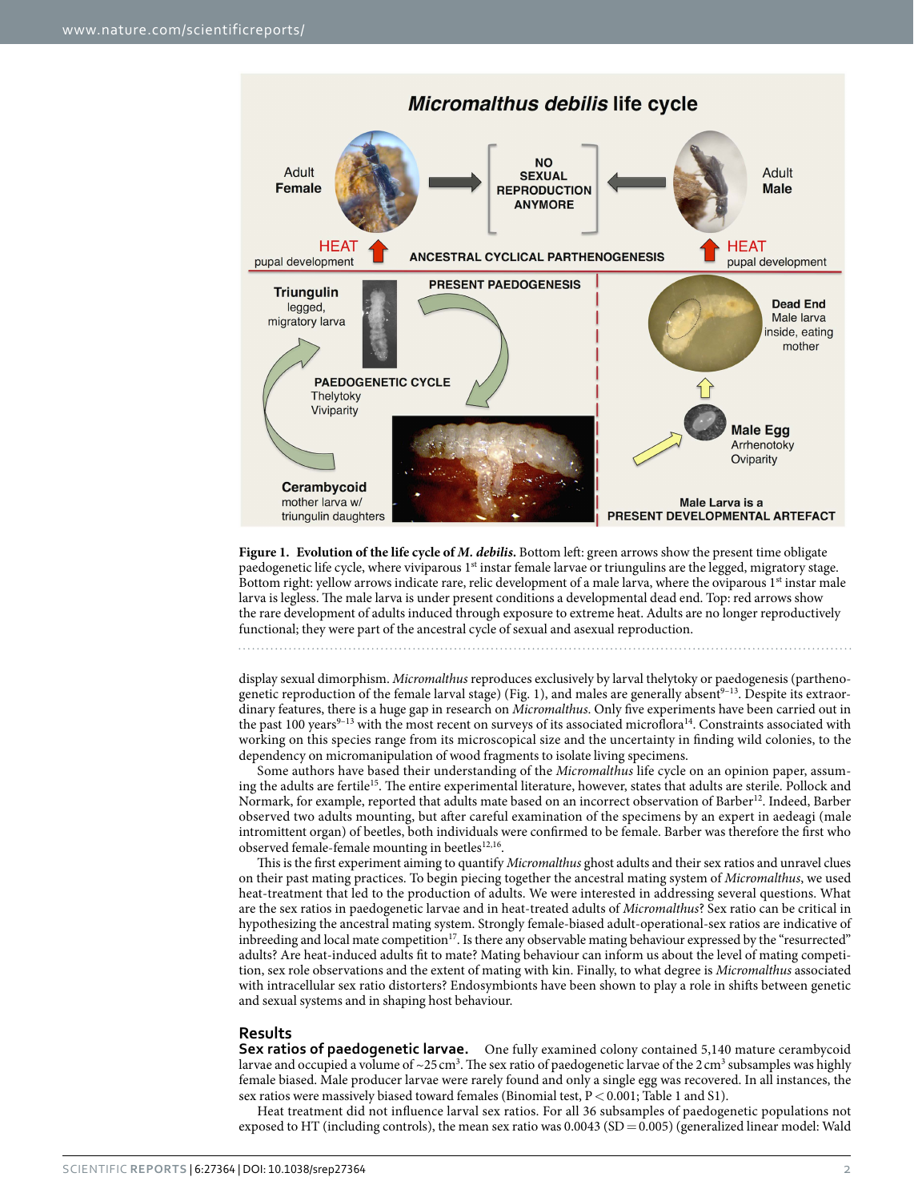**Figure 1. Evolution of the life cycle of *M. debilis*.** Bottom left: green arrows show the present time obligate paedogenetic life cycle, where viviparous 1st instar female larvae or triungulins are the legged, migratory stage. Bottom right: yellow arrows indicate rare, relic development of a male larva, where the oviparous 1st instar male larva is legless. The male larva is under present conditions a developmental dead end. Top: red arrows show the rare development of adults induced through exposure to extreme heat. Adults are no longer reproductively functional; they were part of the ancestral cycle of sexual and asexual reproduction.

display sexual dimorphism. *Micromalthus* reproduces exclusively by larval thelytoky or paedogenesis (parthenogenetic reproduction of the female larval stage) (Fig. 1), and males are generally absent[9–13]. Despite its extraordinary features, there is a huge gap in research on *Micromalthus*. Only five experiments have been carried out in the past 100 years[9–13] with the most recent on surveys of its associated microflora[14]. Constraints associated with working on this species range from its microscopical size and the uncertainty in finding wild colonies, to the dependency on micromanipulation of wood fragments to isolate living specimens.

Some authors have based their understanding of the *Micromalthus* life cycle on an opinion paper, assuming the adults are fertile[15]. The entire experimental literature, however, states that adults are sterile. Pollock and Normark, for example, reported that adults mate based on an incorrect observation of Barber[12]. Indeed, Barber observed two adults mounting, but after careful examination of the specimens by an expert in aedeagi (male intromittent organ) of beetles, both individuals were confirmed to be female. Barber was therefore the first who observed female-female mounting in beetles[12,16].

This is the first experiment aiming to quantify *Micromalthus* ghost adults and their sex ratios and unravel clues on their past mating practices. To begin piecing together the ancestral mating system of *Micromalthus*, we used heat-treatment that led to the production of adults. We were interested in addressing several questions. What are the sex ratios in paedogenetic larvae and in heat-treated adults of *Micromalthus*? Sex ratio can be critical in hypothesizing the ancestral mating system. Strongly female-biased adult-operational-sex ratios are indicative of inbreeding and local mate competition[17]. Is there any observable mating behaviour expressed by the "resurrected" adults? Are heat-induced adults fit to mate? Mating behaviour can inform us about the level of mating competition, sex role observations and the extent of mating with kin. Finally, to what degree is *Micromalthus* associated with intracellular sex ratio distorters? Endosymbionts have been shown to play a role in shifts between genetic and sexual systems and in shaping host behaviour.

## Results

**Sex ratios of paedogenetic larvae.** One fully examined colony contained 5,140 mature cerambycoid larvae and occupied a volume of ~25 $cm^3$. The sex ratio of paedogenetic larvae of the 2 $cm^3$ subsamples was highly female biased. Male producer larvae were rarely found and only a single egg was recovered. In all instances, the sex ratios were massively biased toward females (Binomial test, $P < 0.001$; Table 1 and S1).

Heat treatment did not influence larval sex ratios. For all 36 subsamples of paedogenetic populations not exposed to HT (including controls), the mean sex ratio was 0.0043 (SD = 0.005) (generalized linear model: Wald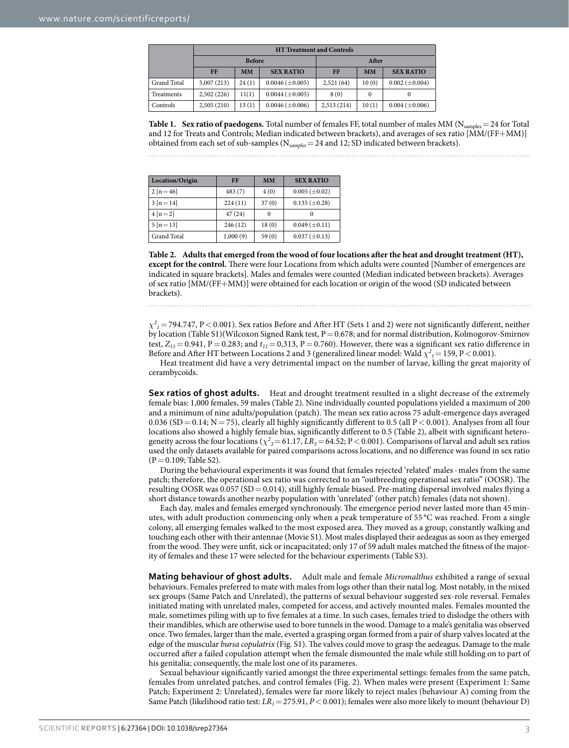| | HT Treatment and Controls | | | | | |
|---|---|---|---|---|---|---|
| | Before | | | After | | |
| | FF | MM | SEX RATIO | FF | MM | SEX RATIO |
| Grand Total | 5,007 (213) | 24 (1) | 0.0046 (±0.005) | 2,521 (64) | 10 (0) | 0.002 (±0.004) |
| Treatments | 2,502 (226) | 11(1) | 0.0044 (±0.005) | 8 (0) | 0 | 0 |
| Controls | 2,505 (210) | 13 (1) | 0.0046 (±0.006) | 2,513 (214) | 10 (1) | 0.004 (±0.006) |

**Table 1. Sex ratio of paedogens.** Total number of females FF, total number of males MM ($N_{samples}$ = 24 for Total and 12 for Treats and Controls; Median indicated between brackets), and averages of sex ratio [MM/(FF+MM)] obtained from each set of sub-samples ($N_{samples}$ = 24 and 12; SD indicated between brackets).

| Location/Origin | FF | MM | SEX RATIO |
|---|---|---|---|
| 2 [n = 46] | 483 (7) | 4 (0) | 0.005 (±0.02) |
| 3 [n = 14] | 224 (11) | 37 (0) | 0.135 (±0.28) |
| 4 [n = 2] | 47 (24) | 0 | 0 |
| 5 [n = 13] | 246 (12) | 18 (0) | 0.049 (±0.11) |
| Grand Total | 1,000 (9) | 59 (0) | 0.037 (±0.13) |

**Table 2. Adults that emerged from the wood of four locations after the heat and drought treatment (HT), except for the control.** There were four Locations from which adults were counted [Number of emergences are indicated in square brackets]. Males and females were counted (Median indicated between brackets). Averages of sex ratio [MM/(FF+MM)] were obtained for each location or origin of the wood (SD indicated between brackets).

$\chi^2_1 = 794.747$, $P < 0.001$). Sex ratios Before and After HT (Sets 1 and 2) were not significantly different, neither by location (Table S1)(Wilcoxon Signed Rank test, P = 0.678; and for normal distribution, Kolmogorov-Smirnov test, $Z_{11} = 0.941$, P = 0.283; and $t_{11} = 0{,}313$, P = 0.760). However, there was a significant sex ratio difference in Before and After HT between Locations 2 and 3 (generalized linear model: Wald $\chi^2_1 = 159$, $P < 0.001$).

Heat treatment did have a very detrimental impact on the number of larvae, killing the great majority of cerambycoids.

## Sex ratios of ghost adults.

Heat and drought treatment resulted in a slight decrease of the extremely female bias: 1,000 females, 59 males (Table 2). Nine individually counted populations yielded a maximum of 200 and a minimum of nine adults/population (patch). The mean sex ratio across 75 adult-emergence days averaged 0.036 (SD = 0.14; N = 75), clearly all highly significantly different to 0.5 (all $P < 0.001$). Analyses from all four locations also showed a highly female bias, significantly different to 0.5 (Table 2), albeit with significant heterogeneity across the four locations ($\chi^2_3 = 61.17$, $LR_3 = 64.52$; $P < 0.001$). Comparisons of larval and adult sex ratios used the only datasets available for paired comparisons across locations, and no difference was found in sex ratio (P = 0.109; Table S2).

During the behavioural experiments it was found that females rejected 'related' males - males from the same patch; therefore, the operational sex ratio was corrected to an "outbreeding operational sex ratio" (OOSR). The resulting OOSR was 0.057 (SD = 0.014), still highly female biased. Pre-mating dispersal involved males flying a short distance towards another nearby population with 'unrelated' (other patch) females (data not shown).

Each day, males and females emerged synchronously. The emergence period never lasted more than 45 minutes, with adult production commencing only when a peak temperature of 55 °C was reached. From a single colony, all emerging females walked to the most exposed area. They moved as a group, constantly walking and touching each other with their antennae (Movie S1). Most males displayed their aedeagus as soon as they emerged from the wood. They were unfit, sick or incapacitated; only 17 of 59 adult males matched the fitness of the majority of females and these 17 were selected for the behaviour experiments (Table S3).

## Mating behaviour of ghost adults.

Adult male and female *Micromalthus* exhibited a range of sexual behaviours. Females preferred to mate with males from logs other than their natal log. Most notably, in the mixed sex groups (Same Patch and Unrelated), the patterns of sexual behaviour suggested sex-role reversal. Females initiated mating with unrelated males, competed for access, and actively mounted males. Females mounted the male, sometimes piling with up to five females at a time. In such cases, females tried to dislodge the others with their mandibles, which are otherwise used to bore tunnels in the wood. Damage to a male's genitalia was observed once. Two females, larger than the male, everted a grasping organ formed from a pair of sharp valves located at the edge of the muscular *bursa copulatrix* (Fig. S1). The valves could move to grasp the aedeagus. Damage to the male occurred after a failed copulation attempt when the female dismounted the male while still holding on to part of his genitalia; consequently, the male lost one of its parameres.

Sexual behaviour significantly varied amongst the three experimental settings: females from the same patch, females from unrelated patches, and control females (Fig. 2). When males were present (Experiment 1: Same Patch; Experiment 2: Unrelated), females were far more likely to reject males (behaviour A) coming from the Same Patch (likelihood ratio test: $LR_1 = 275.91$, $P < 0.001$); females were also more likely to mount (behaviour D)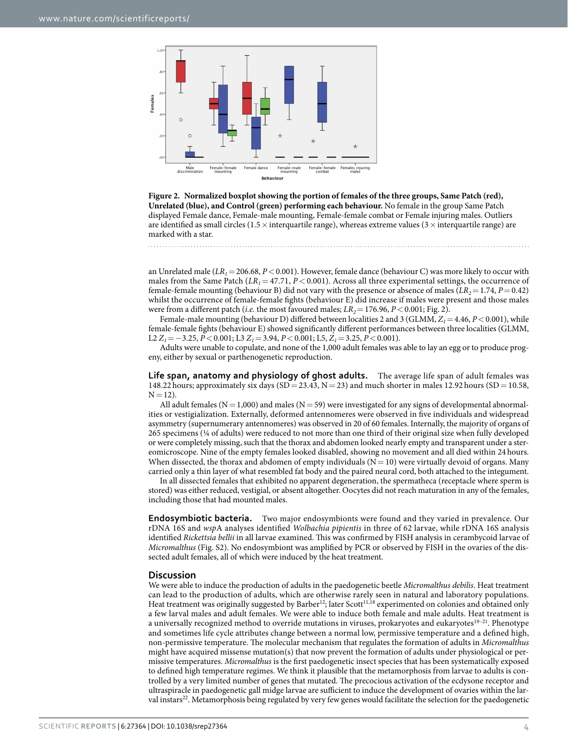**Figure 2. Normalized boxplot showing the portion of females of the three groups, Same Patch (red), Unrelated (blue), and Control (green) performing each behaviour.** No female in the group Same Patch displayed Female dance, Female-male mounting, Female-female combat or Female injuring males. Outliers are identified as small circles (1.5 × interquartile range), whereas extreme values (3 × interquartile range) are marked with a star.

an Unrelated male ($LR_1 = 206.68$, $P < 0.001$). However, female dance (behaviour C) was more likely to occur with males from the Same Patch ($LR_1 = 47.71$, $P < 0.001$). Across all three experimental settings, the occurrence of female-female mounting (behaviour B) did not vary with the presence or absence of males ($LR_2 = 1.74$, $P = 0.42$) whilst the occurrence of female-female fights (behaviour E) did increase if males were present and those males were from a different patch (*i.e.* the most favoured males; $LR_2 = 176.96$, $P < 0.001$; Fig. 2).

Female-male mounting (behaviour D) differed between localities 2 and 3 (GLMM, $Z_1 = 4.46$, $P < 0.001$), while female-female fights (behaviour E) showed significantly different performances between three localities (GLMM, L2 $Z_1 = -3.25$, $P < 0.001$; L3 $Z_1 = 3.94$, $P < 0.001$; L5, $Z_1 = 3.25$, $P < 0.001$).

Adults were unable to copulate, and none of the 1,000 adult females was able to lay an egg or to produce progeny, either by sexual or parthenogenetic reproduction.

## Life span, anatomy and physiology of ghost adults.

The average life span of adult females was 148.22 hours; approximately six days (SD = 23.43, N = 23) and much shorter in males 12.92 hours (SD = 10.58, N = 12).

All adult females (N = 1,000) and males (N = 59) were investigated for any signs of developmental abnormalities or vestigialization. Externally, deformed antennomeres were observed in five individuals and widespread asymmetry (supernumerary antennomeres) was observed in 20 of 60 females. Internally, the majority of organs of 265 specimens (¼ of adults) were reduced to not more than one third of their original size when fully developed or were completely missing, such that the thorax and abdomen looked nearly empty and transparent under a stereomicroscope. Nine of the empty females looked disabled, showing no movement and all died within 24 hours. When dissected, the thorax and abdomen of empty individuals (N = 10) were virtually devoid of organs. Many carried only a thin layer of what resembled fat body and the paired neural cord, both attached to the integument.

In all dissected females that exhibited no apparent degeneration, the spermatheca (receptacle where sperm is stored) was either reduced, vestigial, or absent altogether. Oocytes did not reach maturation in any of the females, including those that had mounted males.

## Endosymbiotic bacteria.

Two major endosymbionts were found and they varied in prevalence. Our rDNA 16S and *wsp*A analyses identified *Wolbachia pipientis* in three of 62 larvae, while rDNA 16S analysis identified *Rickettsia bellii* in all larvae examined. This was confirmed by FISH analysis in cerambycoid larvae of *Micromalthus* (Fig. S2). No endosymbiont was amplified by PCR or observed by FISH in the ovaries of the dissected adult females, all of which were induced by the heat treatment.

## Discussion

We were able to induce the production of adults in the paedogenetic beetle *Micromalthus debilis*. Heat treatment can lead to the production of adults, which are otherwise rarely seen in natural and laboratory populations. Heat treatment was originally suggested by Barber[12]; later Scott[11,18] experimented on colonies and obtained only a few larval males and adult females. We were able to induce both female and male adults. Heat treatment is a universally recognized method to override mutations in viruses, prokaryotes and eukaryotes[19–21]. Phenotype and sometimes life cycle attributes change between a normal low, permissive temperature and a defined high, non-permissive temperature. The molecular mechanism that regulates the formation of adults in *Micromalthus* might have acquired missense mutation(s) that now prevent the formation of adults under physiological or permissive temperatures. *Micromalthus* is the first paedogenetic insect species that has been systematically exposed to defined high temperature regimes. We think it plausible that the metamorphosis from larvae to adults is controlled by a very limited number of genes that mutated. The precocious activation of the ecdysone receptor and ultraspiracle in paedogenetic gall midge larvae are sufficient to induce the development of ovaries within the larval instars[22]. Metamorphosis being regulated by very few genes would facilitate the selection for the paedogenetic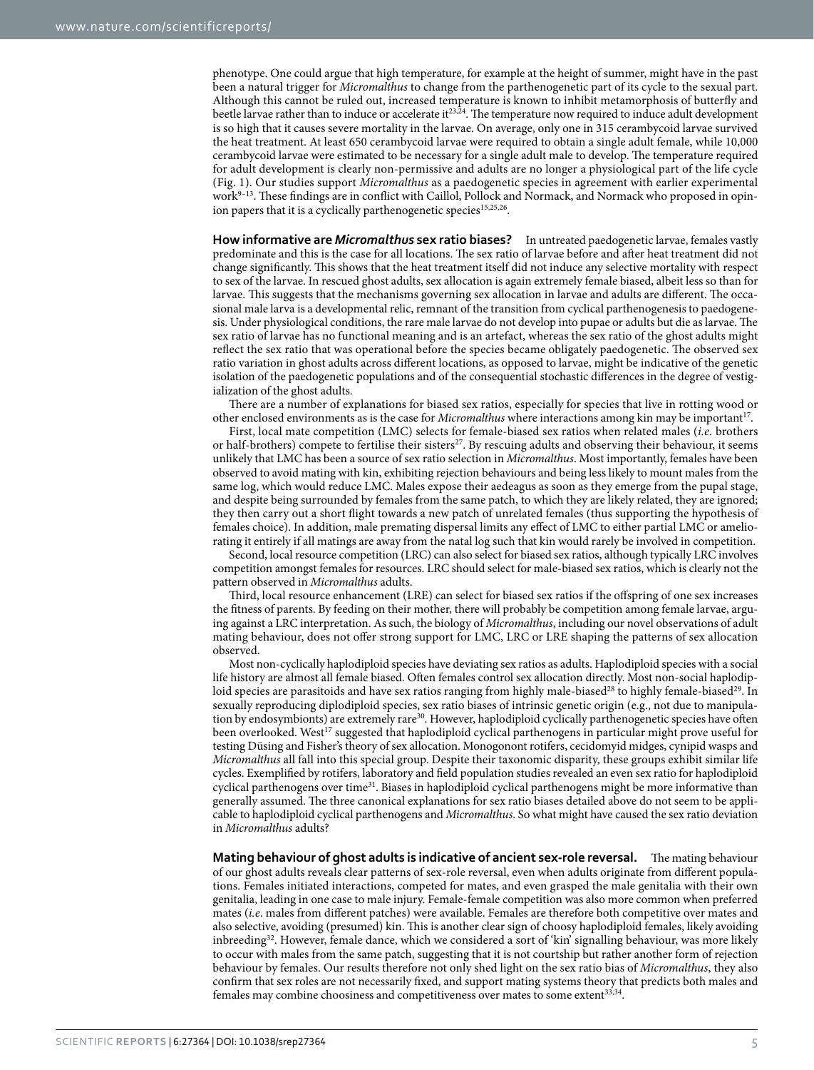phenotype. One could argue that high temperature, for example at the height of summer, might have in the past been a natural trigger for *Micromalthus* to change from the parthenogenetic part of its cycle to the sexual part. Although this cannot be ruled out, increased temperature is known to inhibit metamorphosis of butterfly and beetle larvae rather than to induce or accelerate it[23,24]. The temperature now required to induce adult development is so high that it causes severe mortality in the larvae. On average, only one in 315 cerambycoid larvae survived the heat treatment. At least 650 cerambycoid larvae were required to obtain a single adult female, while 10,000 cerambycoid larvae were estimated to be necessary for a single adult male to develop. The temperature required for adult development is clearly non-permissive and adults are no longer a physiological part of the life cycle (Fig. 1). Our studies support *Micromalthus* as a paedogenetic species in agreement with earlier experimental work[9–13]. These findings are in conflict with Caillol, Pollock and Normack, and Normack who proposed in opinion papers that it is a cyclically parthenogenetic species[15,25,26].

**How informative are *Micromalthus* sex ratio biases?** In untreated paedogenetic larvae, females vastly predominate and this is the case for all locations. The sex ratio of larvae before and after heat treatment did not change significantly. This shows that the heat treatment itself did not induce any selective mortality with respect to sex of the larvae. In rescued ghost adults, sex allocation is again extremely female biased, albeit less so than for larvae. This suggests that the mechanisms governing sex allocation in larvae and adults are different. The occasional male larva is a developmental relic, remnant of the transition from cyclical parthenogenesis to paedogenesis. Under physiological conditions, the rare male larvae do not develop into pupae or adults but die as larvae. The sex ratio of larvae has no functional meaning and is an artefact, whereas the sex ratio of the ghost adults might reflect the sex ratio that was operational before the species became obligately paedogenetic. The observed sex ratio variation in ghost adults across different locations, as opposed to larvae, might be indicative of the genetic isolation of the paedogenetic populations and of the consequential stochastic differences in the degree of vestigialization of the ghost adults.

There are a number of explanations for biased sex ratios, especially for species that live in rotting wood or other enclosed environments as is the case for *Micromalthus* where interactions among kin may be important[17].

First, local mate competition (LMC) selects for female-biased sex ratios when related males (*i.e.* brothers or half-brothers) compete to fertilise their sisters[27]. By rescuing adults and observing their behaviour, it seems unlikely that LMC has been a source of sex ratio selection in *Micromalthus*. Most importantly, females have been observed to avoid mating with kin, exhibiting rejection behaviours and being less likely to mount males from the same log, which would reduce LMC. Males expose their aedeagus as soon as they emerge from the pupal stage, and despite being surrounded by females from the same patch, to which they are likely related, they are ignored; they then carry out a short flight towards a new patch of unrelated females (thus supporting the hypothesis of females choice). In addition, male premating dispersal limits any effect of LMC to either partial LMC or ameliorating it entirely if all matings are away from the natal log such that kin would rarely be involved in competition.

Second, local resource competition (LRC) can also select for biased sex ratios, although typically LRC involves competition amongst females for resources. LRC should select for male-biased sex ratios, which is clearly not the pattern observed in *Micromalthus* adults.

Third, local resource enhancement (LRE) can select for biased sex ratios if the offspring of one sex increases the fitness of parents. By feeding on their mother, there will probably be competition among female larvae, arguing against a LRC interpretation. As such, the biology of *Micromalthus*, including our novel observations of adult mating behaviour, does not offer strong support for LMC, LRC or LRE shaping the patterns of sex allocation observed.

Most non-cyclically haplodiploid species have deviating sex ratios as adults. Haplodiploid species with a social life history are almost all female biased. Often females control sex allocation directly. Most non-social haplodiploid species are parasitoids and have sex ratios ranging from highly male-biased[28] to highly female-biased[29]. In sexually reproducing diplodiploid species, sex ratio biases of intrinsic genetic origin (e.g., not due to manipulation by endosymbionts) are extremely rare[30]. However, haplodiploid cyclically parthenogenetic species have often been overlooked. West[17] suggested that haplodiploid cyclical parthenogens in particular might prove useful for testing Düsing and Fisher's theory of sex allocation. Monogonont rotifers, cecidomyid midges, cynipid wasps and *Micromalthus* all fall into this special group. Despite their taxonomic disparity, these groups exhibit similar life cycles. Exemplified by rotifers, laboratory and field population studies revealed an even sex ratio for haplodiploid cyclical parthenogens over time[31]. Biases in haplodiploid cyclical parthenogens might be more informative than generally assumed. The three canonical explanations for sex ratio biases detailed above do not seem to be applicable to haplodiploid cyclical parthenogens and *Micromalthus*. So what might have caused the sex ratio deviation in *Micromalthus* adults?

**Mating behaviour of ghost adults is indicative of ancient sex-role reversal.** The mating behaviour of our ghost adults reveals clear patterns of sex-role reversal, even when adults originate from different populations. Females initiated interactions, competed for mates, and even grasped the male genitalia with their own genitalia, leading in one case to male injury. Female-female competition was also more common when preferred mates (*i.e.* males from different patches) were available. Females are therefore both competitive over mates and also selective, avoiding (presumed) kin. This is another clear sign of choosy haplodiploid females, likely avoiding inbreeding[32]. However, female dance, which we considered a sort of 'kin' signalling behaviour, was more likely to occur with males from the same patch, suggesting that it is not courtship but rather another form of rejection behaviour by females. Our results therefore not only shed light on the sex ratio bias of *Micromalthus*, they also confirm that sex roles are not necessarily fixed, and support mating systems theory that predicts both males and females may combine choosiness and competitiveness over mates to some extent[33,34].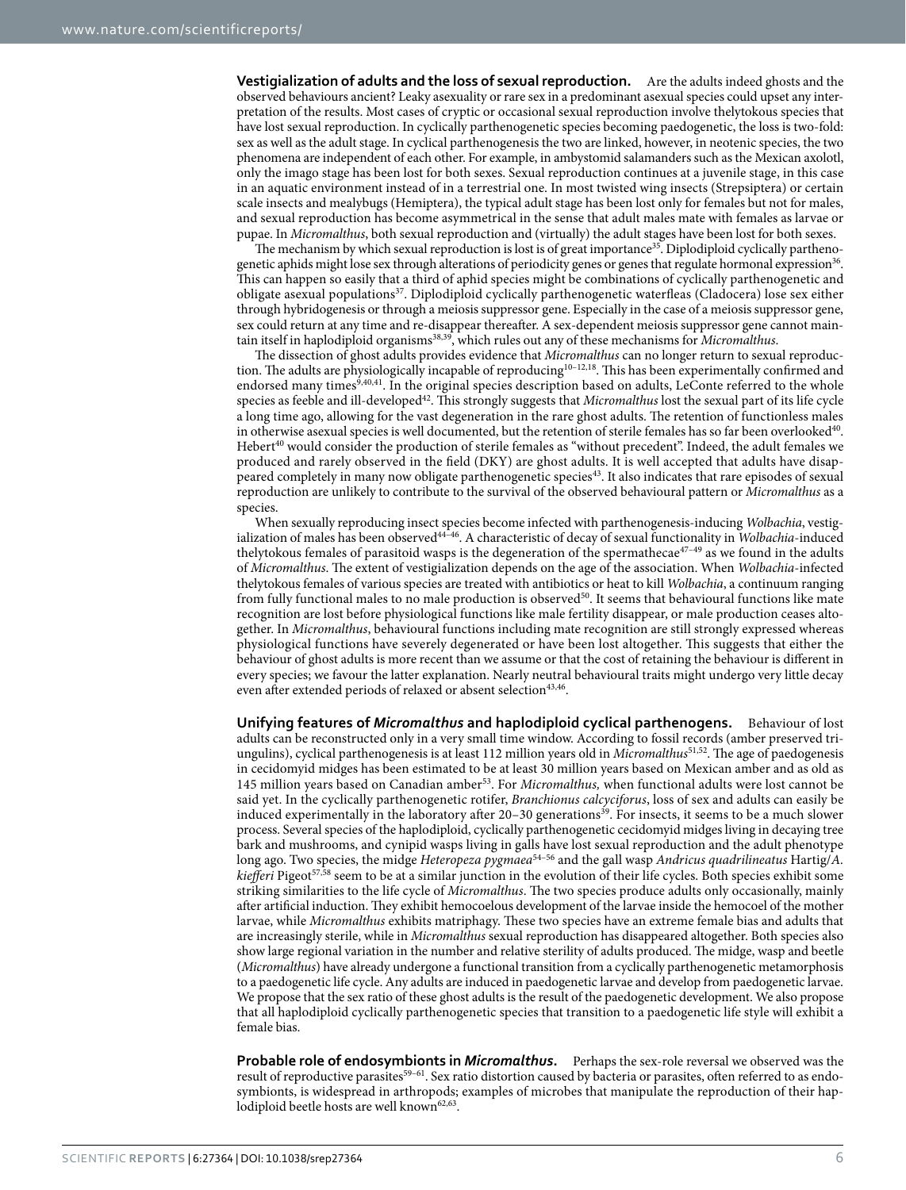**Vestigialization of adults and the loss of sexual reproduction.** Are the adults indeed ghosts and the observed behaviours ancient? Leaky asexuality or rare sex in a predominant asexual species could upset any interpretation of the results. Most cases of cryptic or occasional sexual reproduction involve thelytokous species that have lost sexual reproduction. In cyclically parthenogenetic species becoming paedogenetic, the loss is two-fold: sex as well as the adult stage. In cyclical parthenogenesis the two are linked, however, in neotenic species, the two phenomena are independent of each other. For example, in ambystomid salamanders such as the Mexican axolotl, only the imago stage has been lost for both sexes. Sexual reproduction continues at a juvenile stage, in this case in an aquatic environment instead of in a terrestrial one. In most twisted wing insects (Strepsiptera) or certain scale insects and mealybugs (Hemiptera), the typical adult stage has been lost only for females but not for males, and sexual reproduction has become asymmetrical in the sense that adult males mate with females as larvae or pupae. In *Micromalthus*, both sexual reproduction and (virtually) the adult stages have been lost for both sexes.

The mechanism by which sexual reproduction is lost is of great importance[35]. Diplodiploid cyclically parthenogenetic aphids might lose sex through alterations of periodicity genes or genes that regulate hormonal expression[36]. This can happen so easily that a third of aphid species might be combinations of cyclically parthenogenetic and obligate asexual populations[37]. Diplodiploid cyclically parthenogenetic waterfleas (Cladocera) lose sex either through hybridogenesis or through a meiosis suppressor gene. Especially in the case of a meiosis suppressor gene, sex could return at any time and re-disappear thereafter. A sex-dependent meiosis suppressor gene cannot maintain itself in haplodiploid organisms[38,39], which rules out any of these mechanisms for *Micromalthus*.

The dissection of ghost adults provides evidence that *Micromalthus* can no longer return to sexual reproduction. The adults are physiologically incapable of reproducing[10–12,18]. This has been experimentally confirmed and endorsed many times[9,40,41]. In the original species description based on adults, LeConte referred to the whole species as feeble and ill-developed[42]. This strongly suggests that *Micromalthus* lost the sexual part of its life cycle a long time ago, allowing for the vast degeneration in the rare ghost adults. The retention of functionless males in otherwise asexual species is well documented, but the retention of sterile females has so far been overlooked[40]. Hebert[40] would consider the production of sterile females as "without precedent". Indeed, the adult females we produced and rarely observed in the field (DKY) are ghost adults. It is well accepted that adults have disappeared completely in many now obligate parthenogenetic species[43]. It also indicates that rare episodes of sexual reproduction are unlikely to contribute to the survival of the observed behavioural pattern or *Micromalthus* as a species.

When sexually reproducing insect species become infected with parthenogenesis-inducing *Wolbachia*, vestigialization of males has been observed[44–46]. A characteristic of sexual functionality in *Wolbachia*-induced thelytokous females of parasitoid wasps is the degeneration of the spermathecae[47–49] as we found in the adults of *Micromalthus*. The extent of vestigialization depends on the age of the association. When *Wolbachia*-infected thelytokous females of various species are treated with antibiotics or heat to kill *Wolbachia*, a continuum ranging from fully functional males to no male production is observed[50]. It seems that behavioural functions like mate recognition are lost before physiological functions like male fertility disappear, or male production ceases altogether. In *Micromalthus*, behavioural functions including mate recognition are still strongly expressed whereas physiological functions have severely degenerated or have been lost altogether. This suggests that either the behaviour of ghost adults is more recent than we assume or that the cost of retaining the behaviour is different in every species; we favour the latter explanation. Nearly neutral behavioural traits might undergo very little decay even after extended periods of relaxed or absent selection[43,46].

**Unifying features of *Micromalthus* and haplodiploid cyclical parthenogens.** Behaviour of lost adults can be reconstructed only in a very small time window. According to fossil records (amber preserved triungulins), cyclical parthenogenesis is at least 112 million years old in *Micromalthus*[51,52]. The age of paedogenesis in cecidomyid midges has been estimated to be at least 30 million years based on Mexican amber and as old as 145 million years based on Canadian amber[53]. For *Micromalthus,* when functional adults were lost cannot be said yet. In the cyclically parthenogenetic rotifer, *Branchionus calcyciforus*, loss of sex and adults can easily be induced experimentally in the laboratory after 20–30 generations[39]. For insects, it seems to be a much slower process. Several species of the haplodiploid, cyclically parthenogenetic cecidomyid midges living in decaying tree bark and mushrooms, and cynipid wasps living in galls have lost sexual reproduction and the adult phenotype long ago. Two species, the midge *Heteropeza pygmaea*[54–56] and the gall wasp *Andricus quadrilineatus* Hartig/*A. kiefferi* Pigeot[57,58] seem to be at a similar junction in the evolution of their life cycles. Both species exhibit some striking similarities to the life cycle of *Micromalthus*. The two species produce adults only occasionally, mainly after artificial induction. They exhibit hemocoelous development of the larvae inside the hemocoel of the mother larvae, while *Micromalthus* exhibits matriphagy. These two species have an extreme female bias and adults that are increasingly sterile, while in *Micromalthus* sexual reproduction has disappeared altogether. Both species also show large regional variation in the number and relative sterility of adults produced. The midge, wasp and beetle (*Micromalthus*) have already undergone a functional transition from a cyclically parthenogenetic metamorphosis to a paedogenetic life cycle. Any adults are induced in paedogenetic larvae and develop from paedogenetic larvae. We propose that the sex ratio of these ghost adults is the result of the paedogenetic development. We also propose that all haplodiploid cyclically parthenogenetic species that transition to a paedogenetic life style will exhibit a female bias.

**Probable role of endosymbionts in *Micromalthus*.** Perhaps the sex-role reversal we observed was the result of reproductive parasites[59–61]. Sex ratio distortion caused by bacteria or parasites, often referred to as endosymbionts, is widespread in arthropods; examples of microbes that manipulate the reproduction of their haplodiploid beetle hosts are well known[62,63].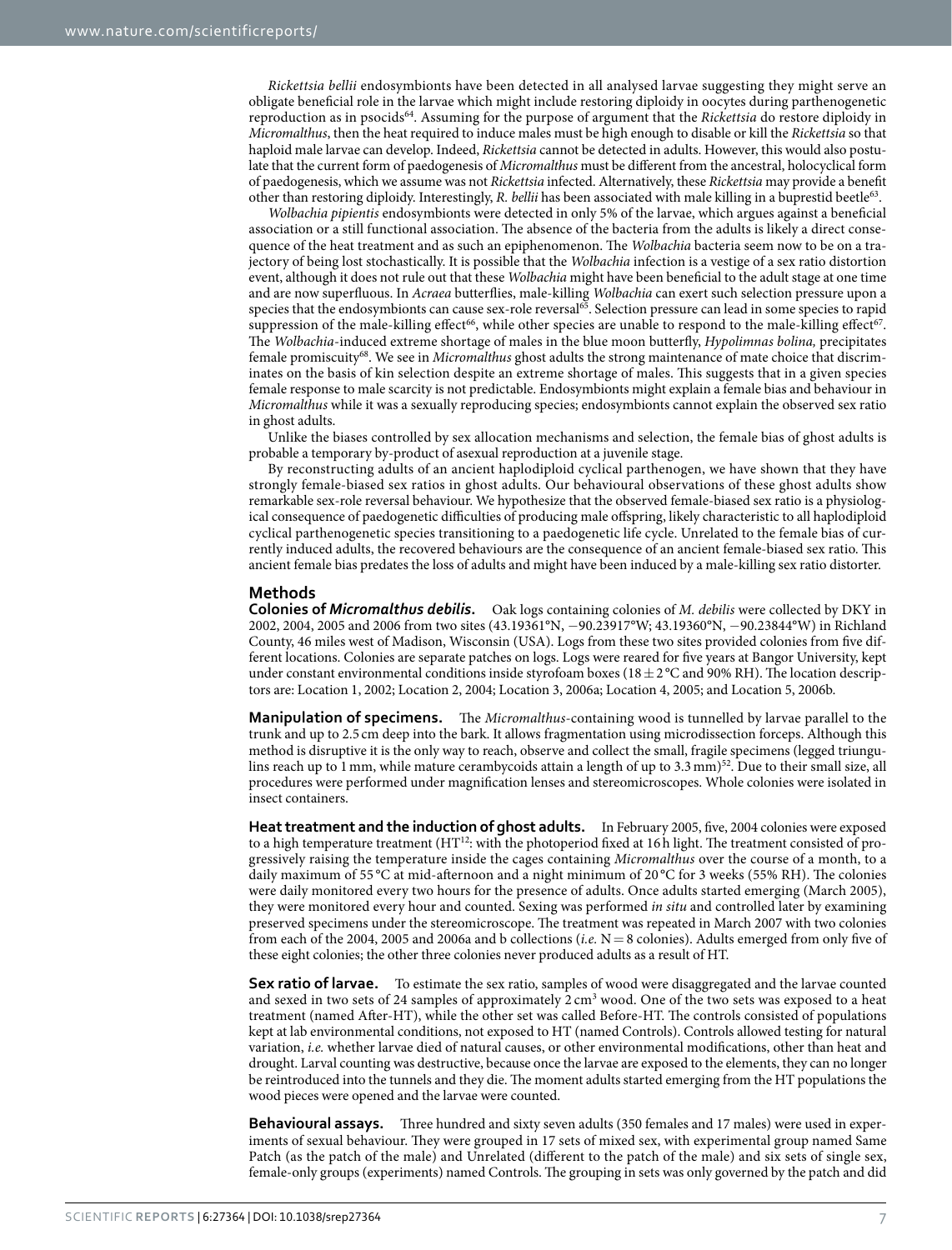*Rickettsia bellii* endosymbionts have been detected in all analysed larvae suggesting they might serve an obligate beneficial role in the larvae which might include restoring diploidy in oocytes during parthenogenetic reproduction as in psocids[64]. Assuming for the purpose of argument that the *Rickettsia* do restore diploidy in *Micromalthus*, then the heat required to induce males must be high enough to disable or kill the *Rickettsia* so that haploid male larvae can develop. Indeed, *Rickettsia* cannot be detected in adults. However, this would also postulate that the current form of paedogenesis of *Micromalthus* must be different from the ancestral, holocyclical form of paedogenesis, which we assume was not *Rickettsia* infected. Alternatively, these *Rickettsia* may provide a benefit other than restoring diploidy. Interestingly, *R. bellii* has been associated with male killing in a buprestid beetle[63].

*Wolbachia pipientis* endosymbionts were detected in only 5% of the larvae, which argues against a beneficial association or a still functional association. The absence of the bacteria from the adults is likely a direct consequence of the heat treatment and as such an epiphenomenon. The *Wolbachia* bacteria seem now to be on a trajectory of being lost stochastically. It is possible that the *Wolbachia* infection is a vestige of a sex ratio distortion event, although it does not rule out that these *Wolbachia* might have been beneficial to the adult stage at one time and are now superfluous. In *Acraea* butterflies, male-killing *Wolbachia* can exert such selection pressure upon a species that the endosymbionts can cause sex-role reversal[65]. Selection pressure can lead in some species to rapid suppression of the male-killing effect[66], while other species are unable to respond to the male-killing effect[67]. The *Wolbachia*-induced extreme shortage of males in the blue moon butterfly, *Hypolimnas bolina,* precipitates female promiscuity[68]. We see in *Micromalthus* ghost adults the strong maintenance of mate choice that discriminates on the basis of kin selection despite an extreme shortage of males. This suggests that in a given species female response to male scarcity is not predictable. Endosymbionts might explain a female bias and behaviour in *Micromalthus* while it was a sexually reproducing species; endosymbionts cannot explain the observed sex ratio in ghost adults.

Unlike the biases controlled by sex allocation mechanisms and selection, the female bias of ghost adults is probable a temporary by-product of asexual reproduction at a juvenile stage.

By reconstructing adults of an ancient haplodiploid cyclical parthenogen, we have shown that they have strongly female-biased sex ratios in ghost adults. Our behavioural observations of these ghost adults show remarkable sex-role reversal behaviour. We hypothesize that the observed female-biased sex ratio is a physiological consequence of paedogenetic difficulties of producing male offspring, likely characteristic to all haplodiploid cyclical parthenogenetic species transitioning to a paedogenetic life cycle. Unrelated to the female bias of currently induced adults, the recovered behaviours are the consequence of an ancient female-biased sex ratio. This ancient female bias predates the loss of adults and might have been induced by a male-killing sex ratio distorter.

## Methods

**Colonies of *Micromalthus debilis*.** Oak logs containing colonies of *M. debilis* were collected by DKY in 2002, 2004, 2005 and 2006 from two sites (43.19361°N, −90.23917°W; 43.19360°N, −90.23844°W) in Richland County, 46 miles west of Madison, Wisconsin (USA). Logs from these two sites provided colonies from five different locations. Colonies are separate patches on logs. Logs were reared for five years at Bangor University, kept under constant environmental conditions inside styrofoam boxes (18 ± 2 °C and 90% RH). The location descriptors are: Location 1, 2002; Location 2, 2004; Location 3, 2006a; Location 4, 2005; and Location 5, 2006b.

**Manipulation of specimens.** The *Micromalthus*-containing wood is tunnelled by larvae parallel to the trunk and up to 2.5 cm deep into the bark. It allows fragmentation using microdissection forceps. Although this method is disruptive it is the only way to reach, observe and collect the small, fragile specimens (legged triungulins reach up to 1 mm, while mature cerambycoids attain a length of up to 3.3 mm)[52]. Due to their small size, all procedures were performed under magnification lenses and stereomicroscopes. Whole colonies were isolated in insect containers.

**Heat treatment and the induction of ghost adults.** In February 2005, five, 2004 colonies were exposed to a high temperature treatment (HT[12]: with the photoperiod fixed at 16 h light. The treatment consisted of progressively raising the temperature inside the cages containing *Micromalthus* over the course of a month, to a daily maximum of 55 °C at mid-afternoon and a night minimum of 20 °C for 3 weeks (55% RH). The colonies were daily monitored every two hours for the presence of adults. Once adults started emerging (March 2005), they were monitored every hour and counted. Sexing was performed *in situ* and controlled later by examining preserved specimens under the stereomicroscope. The treatment was repeated in March 2007 with two colonies from each of the 2004, 2005 and 2006a and b collections (*i.e.* N = 8 colonies). Adults emerged from only five of these eight colonies; the other three colonies never produced adults as a result of HT.

**Sex ratio of larvae.** To estimate the sex ratio, samples of wood were disaggregated and the larvae counted and sexed in two sets of 24 samples of approximately 2 cm$^3$ wood. One of the two sets was exposed to a heat treatment (named After-HT), while the other set was called Before-HT. The controls consisted of populations kept at lab environmental conditions, not exposed to HT (named Controls). Controls allowed testing for natural variation, *i.e.* whether larvae died of natural causes, or other environmental modifications, other than heat and drought. Larval counting was destructive, because once the larvae are exposed to the elements, they can no longer be reintroduced into the tunnels and they die. The moment adults started emerging from the HT populations the wood pieces were opened and the larvae were counted.

**Behavioural assays.** Three hundred and sixty seven adults (350 females and 17 males) were used in experiments of sexual behaviour. They were grouped in 17 sets of mixed sex, with experimental group named Same Patch (as the patch of the male) and Unrelated (different to the patch of the male) and six sets of single sex, female-only groups (experiments) named Controls. The grouping in sets was only governed by the patch and did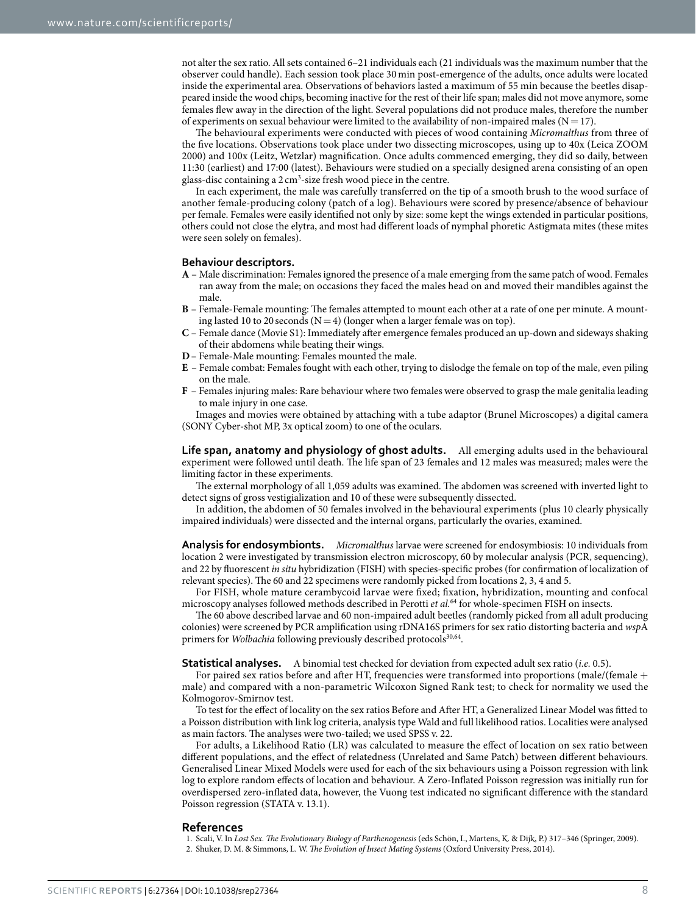not alter the sex ratio. All sets contained 6–21 individuals each (21 individuals was the maximum number that the observer could handle). Each session took place 30 min post-emergence of the adults, once adults were located inside the experimental area. Observations of behaviors lasted a maximum of 55 min because the beetles disappeared inside the wood chips, becoming inactive for the rest of their life span; males did not move anymore, some females flew away in the direction of the light. Several populations did not produce males, therefore the number of experiments on sexual behaviour were limited to the availability of non-impaired males (N = 17).

The behavioural experiments were conducted with pieces of wood containing *Micromalthus* from three of the five locations. Observations took place under two dissecting microscopes, using up to 40x (Leica ZOOM 2000) and 100x (Leitz, Wetzlar) magnification. Once adults commenced emerging, they did so daily, between 11:30 (earliest) and 17:00 (latest). Behaviours were studied on a specially designed arena consisting of an open glass-disc containing a 2 $cm^3$-size fresh wood piece in the centre.

In each experiment, the male was carefully transferred on the tip of a smooth brush to the wood surface of another female-producing colony (patch of a log). Behaviours were scored by presence/absence of behaviour per female. Females were easily identified not only by size: some kept the wings extended in particular positions, others could not close the elytra, and most had different loads of nymphal phoretic Astigmata mites (these mites were seen solely on females).

### Behaviour descriptors.

- **A** – Male discrimination: Females ignored the presence of a male emerging from the same patch of wood. Females ran away from the male; on occasions they faced the males head on and moved their mandibles against the male.
- **B** – Female-Female mounting: The females attempted to mount each other at a rate of one per minute. A mounting lasted 10 to 20 seconds (N = 4) (longer when a larger female was on top).
- **C** – Female dance (Movie S1): Immediately after emergence females produced an up-down and sideways shaking of their abdomens while beating their wings.
- **D** – Female-Male mounting: Females mounted the male.
- **E** – Female combat: Females fought with each other, trying to dislodge the female on top of the male, even piling on the male.
- **F** – Females injuring males: Rare behaviour where two females were observed to grasp the male genitalia leading to male injury in one case.

Images and movies were obtained by attaching with a tube adaptor (Brunel Microscopes) a digital camera (SONY Cyber-shot MP, 3x optical zoom) to one of the oculars.

**Life span, anatomy and physiology of ghost adults.** All emerging adults used in the behavioural experiment were followed until death. The life span of 23 females and 12 males was measured; males were the limiting factor in these experiments.

The external morphology of all 1,059 adults was examined. The abdomen was screened with inverted light to detect signs of gross vestigialization and 10 of these were subsequently dissected.

In addition, the abdomen of 50 females involved in the behavioural experiments (plus 10 clearly physically impaired individuals) were dissected and the internal organs, particularly the ovaries, examined.

**Analysis for endosymbionts.** *Micromalthus* larvae were screened for endosymbiosis: 10 individuals from location 2 were investigated by transmission electron microscopy, 60 by molecular analysis (PCR, sequencing), and 22 by fluorescent *in situ* hybridization (FISH) with species-specific probes (for confirmation of localization of relevant species). The 60 and 22 specimens were randomly picked from locations 2, 3, 4 and 5.

For FISH, whole mature cerambycoid larvae were fixed; fixation, hybridization, mounting and confocal microscopy analyses followed methods described in Perotti *et al.*[64] for whole-specimen FISH on insects.

The 60 above described larvae and 60 non-impaired adult beetles (randomly picked from all adult producing colonies) were screened by PCR amplification using rDNA16S primers for sex ratio distorting bacteria and *wsp*A primers for *Wolbachia* following previously described protocols[30,64].

**Statistical analyses.** A binomial test checked for deviation from expected adult sex ratio (*i.e.* 0.5).

For paired sex ratios before and after HT, frequencies were transformed into proportions (male/(female + male) and compared with a non-parametric Wilcoxon Signed Rank test; to check for normality we used the Kolmogorov-Smirnov test.

To test for the effect of locality on the sex ratios Before and After HT, a Generalized Linear Model was fitted to a Poisson distribution with link log criteria, analysis type Wald and full likelihood ratios. Localities were analysed as main factors. The analyses were two-tailed; we used SPSS v. 22.

For adults, a Likelihood Ratio (LR) was calculated to measure the effect of location on sex ratio between different populations, and the effect of relatedness (Unrelated and Same Patch) between different behaviours. Generalised Linear Mixed Models were used for each of the six behaviours using a Poisson regression with link log to explore random effects of location and behaviour. A Zero-Inflated Poisson regression was initially run for overdispersed zero-inflated data, however, the Vuong test indicated no significant difference with the standard Poisson regression (STATA v. 13.1).

## References

1. Scali, V. In *Lost Sex. The Evolutionary Biology of Parthenogenesis* (eds Schön, I., Martens, K. & Dijk, P.) 317–346 (Springer, 2009).
2. Shuker, D. M. & Simmons, L. W. *The Evolution of Insect Mating Systems* (Oxford University Press, 2014).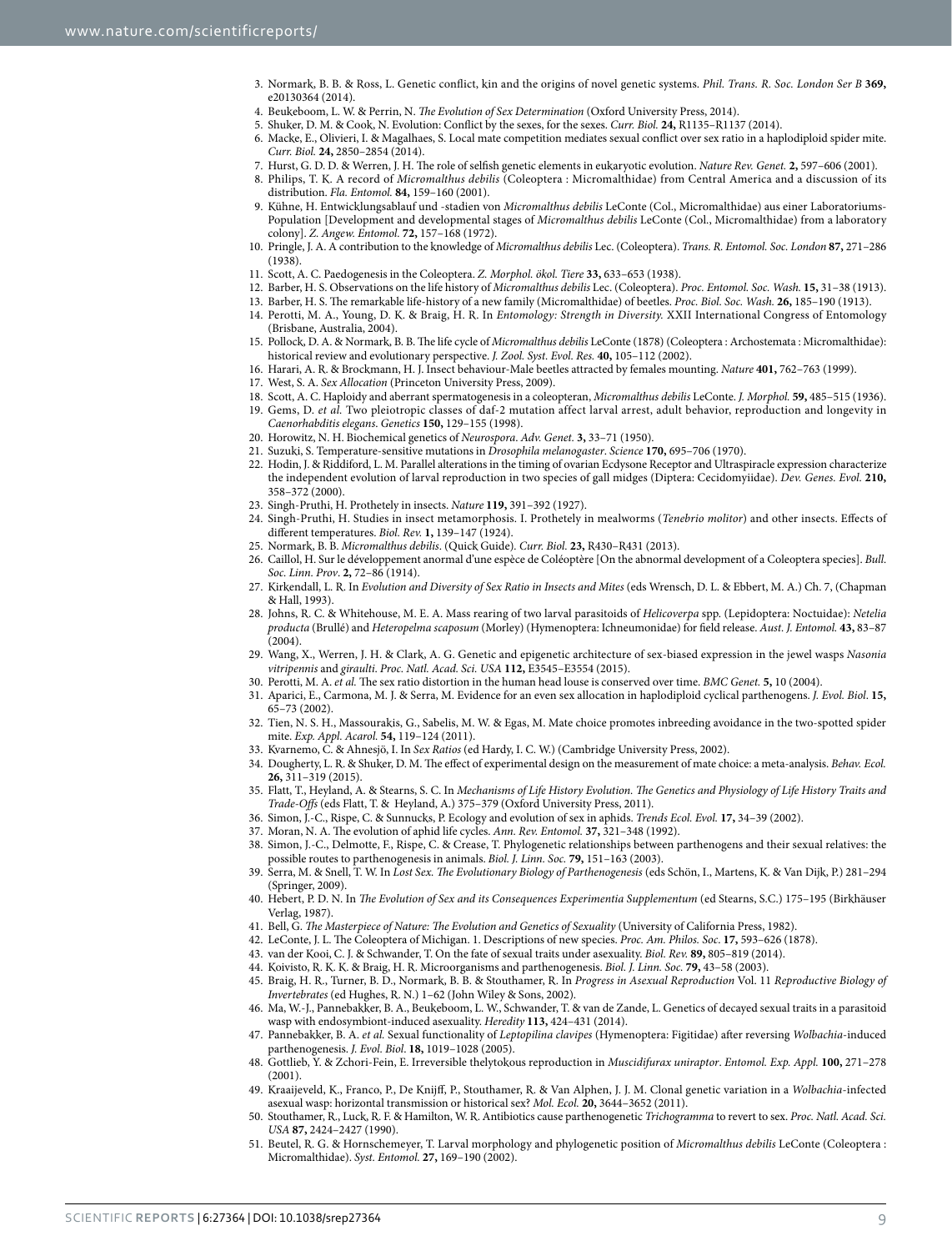3. Normark, B. B. & Ross, L. Genetic conflict, kin and the origins of novel genetic systems. *Phil. Trans. R. Soc. London Ser B* **369,** e20130364 (2014).
4. Beukeboom, L. W. & Perrin, N. *The Evolution of Sex Determination* (Oxford University Press, 2014).
5. Shuker, D. M. & Cook, N. Evolution: Conflict by the sexes, for the sexes. *Curr. Biol.* **24,** R1135–R1137 (2014).
6. Macke, E., Olivieri, I. & Magalhaes, S. Local mate competition mediates sexual conflict over sex ratio in a haplodiploid spider mite. *Curr. Biol.* **24,** 2850–2854 (2014).
7. Hurst, G. D. D. & Werren, J. H. The role of selfish genetic elements in eukaryotic evolution. *Nature Rev. Genet.* **2,** 597–606 (2001).
8. Philips, T. K. A record of *Micromalthus debilis* (Coleoptera : Micromalthidae) from Central America and a discussion of its distribution. *Fla. Entomol.* **84,** 159–160 (2001).
9. Kühne, H. Entwicklungsablauf und -stadien von *Micromalthus debilis* LeConte (Col., Micromalthidae) aus einer Laboratoriums-Population [Development and developmental stages of *Micromalthus debilis* LeConte (Col., Micromalthidae) from a laboratory colony]. *Z. Angew. Entomol.* **72,** 157–168 (1972).
10. Pringle, J. A. A contribution to the knowledge of *Micromalthus debilis* Lec. (Coleoptera). *Trans. R. Entomol. Soc. London* **87,** 271–286 (1938).
11. Scott, A. C. Paedogenesis in the Coleoptera. *Z. Morphol. ökol. Tiere* **33,** 633–653 (1938).
12. Barber, H. S. Observations on the life history of *Micromalthus debilis* Lec. (Coleoptera). *Proc. Entomol. Soc. Wash.* **15,** 31–38 (1913).
13. Barber, H. S. The remarkable life-history of a new family (Micromalthidae) of beetles. *Proc. Biol. Soc. Wash.* **26,** 185–190 (1913).
14. Perotti, M. A., Young, D. K. & Braig, H. R. In *Entomology: Strength in Diversity.* XXII International Congress of Entomology (Brisbane, Australia, 2004).
15. Pollock, D. A. & Normark, B. B. The life cycle of *Micromalthus debilis* LeConte (1878) (Coleoptera : Archostemata : Micromalthidae): historical review and evolutionary perspective. *J. Zool. Syst. Evol. Res.* **40,** 105–112 (2002).
16. Harari, A. R. & Brockmann, H. J. Insect behaviour-Male beetles attracted by females mounting. *Nature* **401,** 762–763 (1999).
17. West, S. A. *Sex Allocation* (Princeton University Press, 2009).
18. Scott, A. C. Haploidy and aberrant spermatogenesis in a coleopteran, *Micromalthus debilis* LeConte. *J. Morphol.* **59,** 485–515 (1936).
19. Gems, D. *et al.* Two pleiotropic classes of daf-2 mutation affect larval arrest, adult behavior, reproduction and longevity in *Caenorhabditis elegans*. *Genetics* **150,** 129–155 (1998).
20. Horowitz, N. H. Biochemical genetics of *Neurospora*. *Adv. Genet.* **3,** 33–71 (1950).
21. Suzuki, S. Temperature-sensitive mutations in *Drosophila melanogaster*. *Science* **170,** 695–706 (1970).
22. Hodin, J. & Riddiford, L. M. Parallel alterations in the timing of ovarian Ecdysone Receptor and Ultraspiracle expression characterize the independent evolution of larval reproduction in two species of gall midges (Diptera: Cecidomyiidae). *Dev. Genes. Evol.* **210,** 358–372 (2000).
23. Singh-Pruthi, H. Prothetely in insects. *Nature* **119,** 391–392 (1927).
24. Singh-Pruthi, H. Studies in insect metamorphosis. I. Prothetely in mealworms (*Tenebrio molitor*) and other insects. Effects of different temperatures. *Biol. Rev.* **1,** 139–147 (1924).
25. Normark, B. B. *Micromalthus debilis*. (Quick Guide). *Curr. Biol.* **23,** R430–R431 (2013).
26. Caillol, H. Sur le développement anormal d'une espèce de Coléoptère [On the abnormal development of a Coleoptera species]. *Bull. Soc. Linn. Prov*. **2,** 72–86 (1914).
27. Kirkendall, L. R. In *Evolution and Diversity of Sex Ratio in Insects and Mites* (eds Wrensch, D. L. & Ebbert, M. A.) Ch. 7, (Chapman & Hall, 1993).
28. Johns, R. C. & Whitehouse, M. E. A. Mass rearing of two larval parasitoids of *Helicoverpa* spp. (Lepidoptera: Noctuidae): *Netelia producta* (Brullé) and *Heteropelma scaposum* (Morley) (Hymenoptera: Ichneumonidae) for field release. *Aust. J. Entomol.* **43,** 83–87 (2004).
29. Wang, X., Werren, J. H. & Clark, A. G. Genetic and epigenetic architecture of sex-biased expression in the jewel wasps *Nasonia vitripennis* and *giraulti*. *Proc. Natl. Acad. Sci. USA* **112,** E3545–E3554 (2015).
30. Perotti, M. A. *et al.* The sex ratio distortion in the human head louse is conserved over time. *BMC Genet.* **5,** 10 (2004).
31. Aparici, E., Carmona, M. J. & Serra, M. Evidence for an even sex allocation in haplodiploid cyclical parthenogens. *J. Evol. Biol*. **15,** 65–73 (2002).
32. Tien, N. S. H., Massourakis, G., Sabelis, M. W. & Egas, M. Mate choice promotes inbreeding avoidance in the two-spotted spider mite. *Exp. Appl. Acarol.* **54,** 119–124 (2011).
33. Kvarnemo, C. & Ahnesjö, I. In *Sex Ratios* (ed Hardy, I. C. W.) (Cambridge University Press, 2002).
34. Dougherty, L. R. & Shuker, D. M. The effect of experimental design on the measurement of mate choice: a meta-analysis. *Behav. Ecol.* **26,** 311–319 (2015).
35. Flatt, T., Heyland, A. & Stearns, S. C. In *Mechanisms of Life History Evolution. The Genetics and Physiology of Life History Traits and Trade-Offs* (eds Flatt, T. & Heyland, A.) 375–379 (Oxford University Press, 2011).
36. Simon, J.-C., Rispe, C. & Sunnucks, P. Ecology and evolution of sex in aphids. *Trends Ecol. Evol.* **17,** 34–39 (2002).
37. Moran, N. A. The evolution of aphid life cycles. *Ann. Rev. Entomol.* **37,** 321–348 (1992).
38. Simon, J.-C., Delmotte, F., Rispe, C. & Crease, T. Phylogenetic relationships between parthenogens and their sexual relatives: the possible routes to parthenogenesis in animals. *Biol. J. Linn. Soc.* **79,** 151–163 (2003).
39. Serra, M. & Snell, T. W. In *Lost Sex. The Evolutionary Biology of Parthenogenesis* (eds Schön, I., Martens, K. & Van Dijk, P.) 281–294 (Springer, 2009).
40. Hebert, P. D. N. In *The Evolution of Sex and its Consequences Experimentia Supplementum* (ed Stearns, S.C.) 175–195 (Birkhäuser Verlag, 1987).
41. Bell, G. *The Masterpiece of Nature: The Evolution and Genetics of Sexuality* (University of California Press, 1982).
42. LeConte, J. L. The Coleoptera of Michigan. 1. Descriptions of new species. *Proc. Am. Philos. Soc.* **17,** 593–626 (1878).
43. van der Kooi, C. J. & Schwander, T. On the fate of sexual traits under asexuality. *Biol. Rev.* **89,** 805–819 (2014).
44. Koivisto, R. K. K. & Braig, H. R. Microorganisms and parthenogenesis. *Biol. J. Linn. Soc.* **79,** 43–58 (2003).
45. Braig, H. R., Turner, B. D., Normark, B. B. & Stouthamer, R. In *Progress in Asexual Reproduction* Vol. 11 *Reproductive Biology of Invertebrates* (ed Hughes, R. N.) 1–62 (John Wiley & Sons, 2002).
46. Ma, W.-J., Pannebakker, B. A., Beukeboom, L. W., Schwander, T. & van de Zande, L. Genetics of decayed sexual traits in a parasitoid wasp with endosymbiont-induced asexuality. *Heredity* **113,** 424–431 (2014).
47. Pannebakker, B. A. *et al.* Sexual functionality of *Leptopilina clavipes* (Hymenoptera: Figitidae) after reversing *Wolbachia*-induced parthenogenesis. *J. Evol. Biol*. **18,** 1019–1028 (2005).
48. Gottlieb, Y. & Zchori-Fein, E. Irreversible thelytokous reproduction in *Muscidifurax uniraptor*. *Entomol. Exp. Appl.* **100,** 271–278 (2001).
49. Kraaijeveld, K., Franco, P., De Knijff, P., Stouthamer, R. & Van Alphen, J. J. M. Clonal genetic variation in a *Wolbachia*-infected asexual wasp: horizontal transmission or historical sex? *Mol. Ecol.* **20,** 3644–3652 (2011).
50. Stouthamer, R., Luck, R. F. & Hamilton, W. R. Antibiotics cause parthenogenetic *Trichogramma* to revert to sex. *Proc. Natl. Acad. Sci. USA* **87,** 2424–2427 (1990).
51. Beutel, R. G. & Hornschemeyer, T. Larval morphology and phylogenetic position of *Micromalthus debilis* LeConte (Coleoptera : Micromalthidae). *Syst. Entomol.* **27,** 169–190 (2002).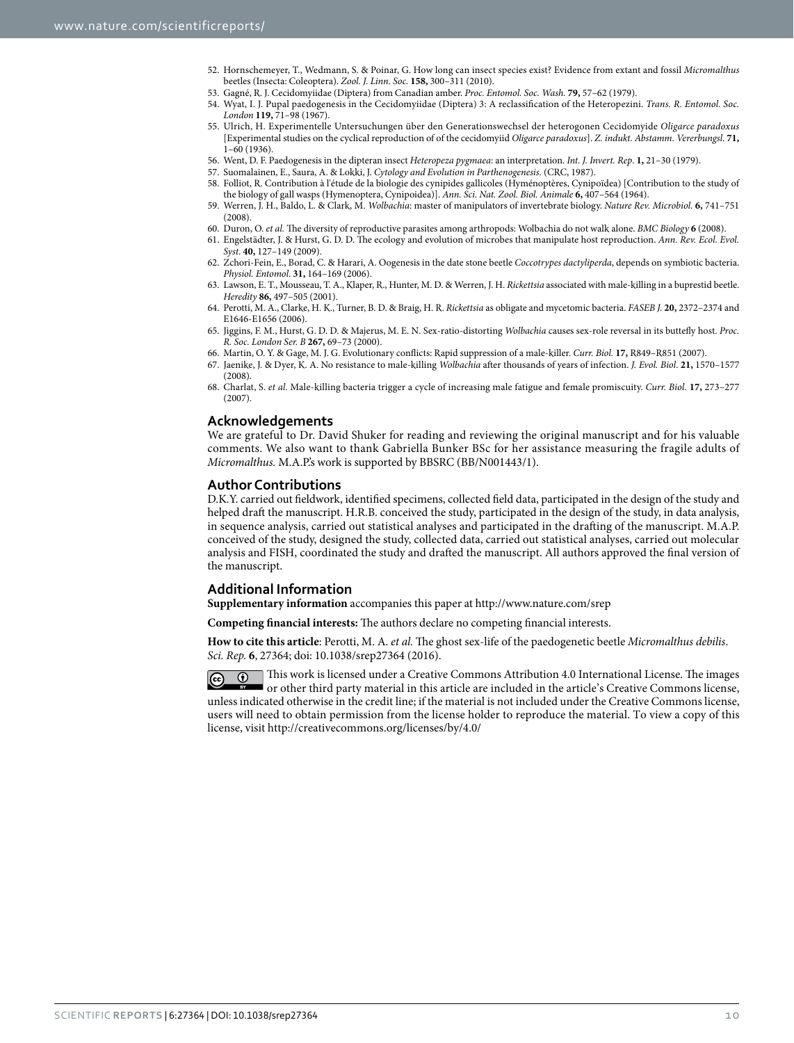52. Hornschemeyer, T., Wedmann, S. & Poinar, G. How long can insect species exist? Evidence from extant and fossil *Micromalthus* beetles (Insecta: Coleoptera). *Zool. J. Linn. Soc.* **158,** 300–311 (2010).
53. Gagné, R. J. Cecidomyiidae (Diptera) from Canadian amber. *Proc. Entomol. Soc. Wash.* **79,** 57–62 (1979).
54. Wyat, I. J. Pupal paedogenesis in the Cecidomyiidae (Diptera) 3: A reclassification of the Heteropezini. *Trans. R. Entomol. Soc. London* **119,** 71–98 (1967).
55. Ulrich, H. Experimentelle Untersuchungen über den Generationswechsel der heterogonen Cecidomyide *Oligarce paradoxus* [Experimental studies on the cyclical reproduction of of the cecidomyiid *Oligarce paradoxus*]. *Z. indukt. Abstamm. Vererbungsl.* **71,** 1–60 (1936).
56. Went, D. F. Paedogenesis in the dipteran insect *Heteropeza pygmaea*: an interpretation. *Int. J. Invert. Rep.* **1,** 21–30 (1979).
57. Suomalainen, E., Saura, A. & Lokki, J. *Cytology and Evolution in Parthenogenesis.* (CRC, 1987).
58. Folliot, R. Contribution à l'étude de la biologie des cynipides gallicoles (Hyménoptères, Cynipoïdea) [Contribution to the study of the biology of gall wasps (Hymenoptera, Cynipoidea)]. *Ann. Sci. Nat. Zool. Biol. Animale* **6,** 407–564 (1964).
59. Werren, J. H., Baldo, L. & Clark, M. *Wolbachia*: master of manipulators of invertebrate biology. *Nature Rev. Microbiol.* **6,** 741–751 (2008).
60. Duron, O. *et al.* The diversity of reproductive parasites among arthropods: Wolbachia do not walk alone. *BMC Biology* **6** (2008).
61. Engelstädter, J. & Hurst, G. D. D. The ecology and evolution of microbes that manipulate host reproduction. *Ann. Rev. Ecol. Evol. Syst.* **40,** 127–149 (2009).
62. Zchori-Fein, E., Borad, C. & Harari, A. Oogenesis in the date stone beetle *Coccotrypes dactyliperda*, depends on symbiotic bacteria. *Physiol. Entomol.* **31,** 164–169 (2006).
63. Lawson, E. T., Mousseau, T. A., Klaper, R., Hunter, M. D. & Werren, J. H. *Rickettsia* associated with male-killing in a buprestid beetle. *Heredity* **86,** 497–505 (2001).
64. Perotti, M. A., Clarke, H. K., Turner, B. D. & Braig, H. R. *Rickettsia* as obligate and mycetomic bacteria. *FASEB J.* **20,** 2372–2374 and E1646-E1656 (2006).
65. Jiggins, F. M., Hurst, G. D. D. & Majerus, M. E. N. Sex-ratio-distorting *Wolbachia* causes sex-role reversal in its butteflу host. *Proc. R. Soc. London Ser. B* **267,** 69–73 (2000).
66. Martin, O. Y. & Gage, M. J. G. Evolutionary conflicts: Rapid suppression of a male-killer. *Curr. Biol.* **17,** R849–R851 (2007).
67. Jaenike, J. & Dyer, K. A. No resistance to male-killing *Wolbachia* after thousands of years of infection. *J. Evol. Biol.* **21,** 1570–1577 (2008).
68. Charlat, S. *et al.* Male-killing bacteria trigger a cycle of increasing male fatigue and female promiscuity. *Curr. Biol.* **17,** 273–277 (2007).

## Acknowledgements

We are grateful to Dr. David Shuker for reading and reviewing the original manuscript and for his valuable comments. We also want to thank Gabriella Bunker BSc for her assistance measuring the fragile adults of *Micromalthus.* M.A.P.'s work is supported by BBSRC (BB/N001443/1).

## Author Contributions

D.K.Y. carried out fieldwork, identified specimens, collected field data, participated in the design of the study and helped draft the manuscript. H.R.B. conceived the study, participated in the design of the study, in data analysis, in sequence analysis, carried out statistical analyses and participated in the drafting of the manuscript. M.A.P. conceived of the study, designed the study, collected data, carried out statistical analyses, carried out molecular analysis and FISH, coordinated the study and drafted the manuscript. All authors approved the final version of the manuscript.

## Additional Information

**Supplementary information** accompanies this paper at http://www.nature.com/srep

**Competing financial interests:** The authors declare no competing financial interests.

**How to cite this article**: Perotti, M. A. *et al.* The ghost sex-life of the paedogenetic beetle *Micromalthus debilis*. *Sci. Rep.* **6**, 27364; doi: 10.1038/srep27364 (2016).

This work is licensed under a Creative Commons Attribution 4.0 International License. The images or other third party material in this article are included in the article's Creative Commons license, unless indicated otherwise in the credit line; if the material is not included under the Creative Commons license, users will need to obtain permission from the license holder to reproduce the material. To view a copy of this license, visit http://creativecommons.org/licenses/by/4.0/